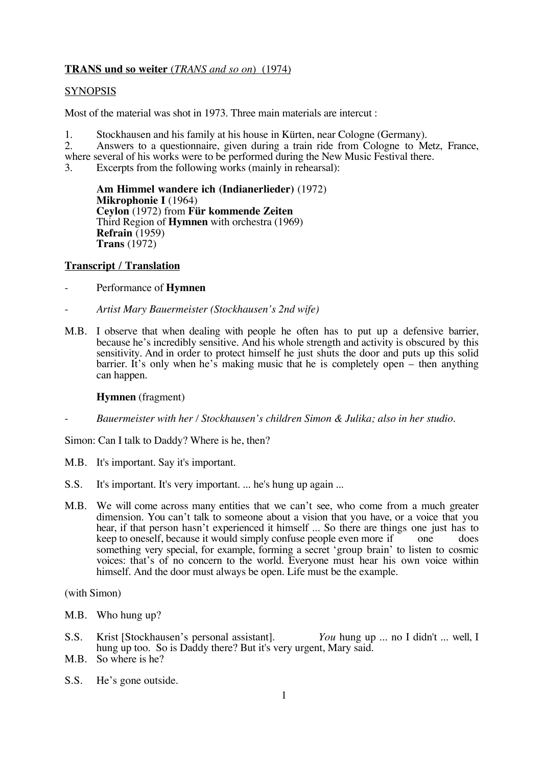**TRANS und so weiter** (*TRANS and so on*) (1974)

SYNOPSIS

Most of the material was shot in 1973. Three main materials are intercut :

1. Stockhausen and his family at his house in Kürten, near Cologne (Germany).
2. Answers to a questionnaire, given during a train ride from Cologne to Metz, France, where several of his works were to be performed during the New Music Festival there.
3. Excerpts from the following works (mainly in rehearsal):

   **Am Himmel wandere ich (Indianerlieder)** (1972)
   **Mikrophonie I** (1964)
   **Ceylon** (1972) from **Für kommende Zeiten**
   Third Region of **Hymnen** with orchestra (1969)
   **Refrain** (1959)
   **Trans** (1972)

**Transcript / Translation**

- Performance of **Hymnen**

- *Artist Mary Bauermeister (Stockhausen's 2nd wife)*

M.B. I observe that when dealing with people he often has to put up a defensive barrier, because he's incredibly sensitive. And his whole strength and activity is obscured by this sensitivity. And in order to protect himself he just shuts the door and puts up this solid barrier. It's only when he's making music that he is completely open – then anything can happen.

**Hymnen** (fragment)

- *Bauermeister with her / Stockhausen's children Simon & Julika; also in her studio.*

Simon: Can I talk to Daddy? Where is he, then?

M.B. It's important. Say it's important.

S.S. It's important. It's very important. ... he's hung up again ...

M.B. We will come across many entities that we can't see, who come from a much greater dimension. You can't talk to someone about a vision that you have, or a voice that you hear, if that person hasn't experienced it himself ... So there are things one just has to keep to oneself, because it would simply confuse people even more if one does something very special, for example, forming a secret 'group brain' to listen to cosmic voices: that's of no concern to the world. Everyone must hear his own voice within himself. And the door must always be open. Life must be the example.

(with Simon)

M.B. Who hung up?

S.S. Krist [Stockhausen's personal assistant]. *You* hung up ... no I didn't ... well, I hung up too. So is Daddy there? But it's very urgent, Mary said.

M.B. So where is he?

S.S. He's gone outside.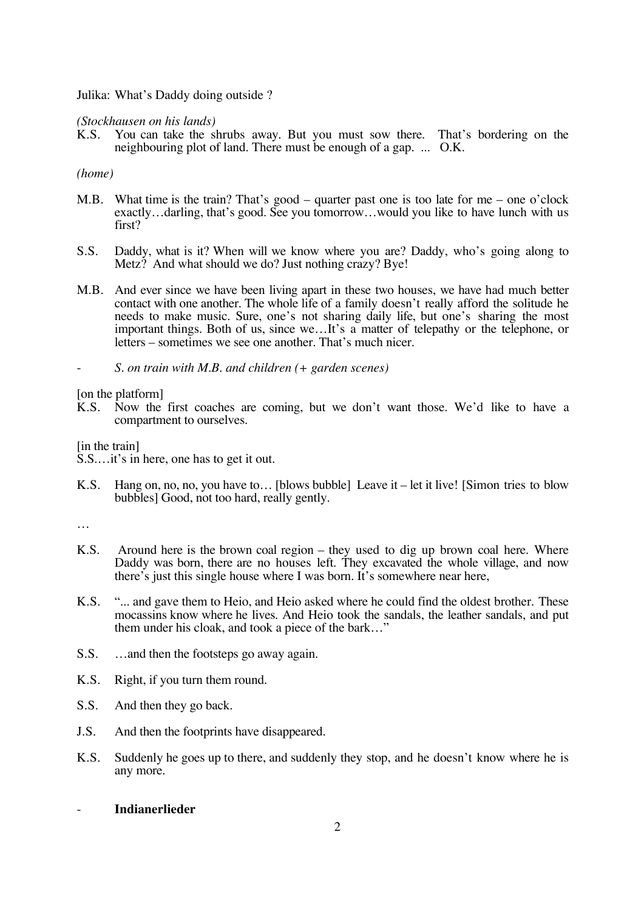Julika: What's Daddy doing outside ?

*(Stockhausen on his lands)*

K.S. You can take the shrubs away. But you must sow there. That's bordering on the neighbouring plot of land. There must be enough of a gap. ... O.K.

*(home)*

M.B. What time is the train? That's good – quarter past one is too late for me – one o'clock exactly…darling, that's good. See you tomorrow…would you like to have lunch with us first?

S.S. Daddy, what is it? When will we know where you are? Daddy, who's going along to Metz? And what should we do? Just nothing crazy? Bye!

M.B. And ever since we have been living apart in these two houses, we have had much better contact with one another. The whole life of a family doesn't really afford the solitude he needs to make music. Sure, one's not sharing daily life, but one's sharing the most important things. Both of us, since we…It's a matter of telepathy or the telephone, or letters – sometimes we see one another. That's much nicer.

- *S. on train with M.B. and children (+ garden scenes)*

[on the platform]

K.S. Now the first coaches are coming, but we don't want those. We'd like to have a compartment to ourselves.

[in the train]

S.S.…it's in here, one has to get it out.

K.S. Hang on, no, no, you have to… [blows bubble] Leave it – let it live! [Simon tries to blow bubbles] Good, not too hard, really gently.

…

K.S. Around here is the brown coal region – they used to dig up brown coal here. Where Daddy was born, there are no houses left. They excavated the whole village, and now there's just this single house where I was born. It's somewhere near here,

K.S. "... and gave them to Heio, and Heio asked where he could find the oldest brother. These mocassins know where he lives. And Heio took the sandals, the leather sandals, and put them under his cloak, and took a piece of the bark…"

S.S. …and then the footsteps go away again.

K.S. Right, if you turn them round.

S.S. And then they go back.

J.S. And then the footprints have disappeared.

K.S. Suddenly he goes up to there, and suddenly they stop, and he doesn't know where he is any more.

- **Indianerlieder**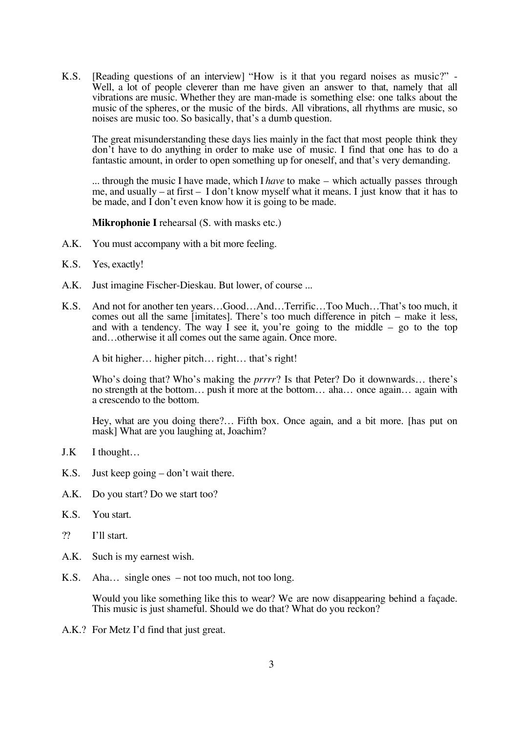K.S. [Reading questions of an interview] "How is it that you regard noises as music?" - Well, a lot of people cleverer than me have given an answer to that, namely that all vibrations are music. Whether they are man-made is something else: one talks about the music of the spheres, or the music of the birds. All vibrations, all rhythms are music, so noises are music too. So basically, that's a dumb question.

The great misunderstanding these days lies mainly in the fact that most people think they don't have to do anything in order to make use of music. I find that one has to do a fantastic amount, in order to open something up for oneself, and that's very demanding.

... through the music I have made, which I *have* to make – which actually passes through me, and usually – at first – I don't know myself what it means. I just know that it has to be made, and I don't even know how it is going to be made.

**Mikrophonie I** rehearsal (S. with masks etc.)

A.K. You must accompany with a bit more feeling.

K.S. Yes, exactly!

A.K. Just imagine Fischer-Dieskau. But lower, of course ...

K.S. And not for another ten years…Good…And…Terrific…Too Much…That's too much, it comes out all the same [imitates]. There's too much difference in pitch – make it less, and with a tendency. The way I see it, you're going to the middle – go to the top and…otherwise it all comes out the same again. Once more.

A bit higher… higher pitch… right… that's right!

Who's doing that? Who's making the *prrrr*? Is that Peter? Do it downwards… there's no strength at the bottom… push it more at the bottom… aha… once again… again with a crescendo to the bottom.

Hey, what are you doing there?… Fifth box. Once again, and a bit more. [has put on mask] What are you laughing at, Joachim?

J.K I thought…

K.S. Just keep going – don't wait there.

A.K. Do you start? Do we start too?

K.S. You start.

?? I'll start.

A.K. Such is my earnest wish.

K.S. Aha… single ones – not too much, not too long.

Would you like something like this to wear? We are now disappearing behind a façade. This music is just shameful. Should we do that? What do you reckon?

A.K.? For Metz I'd find that just great.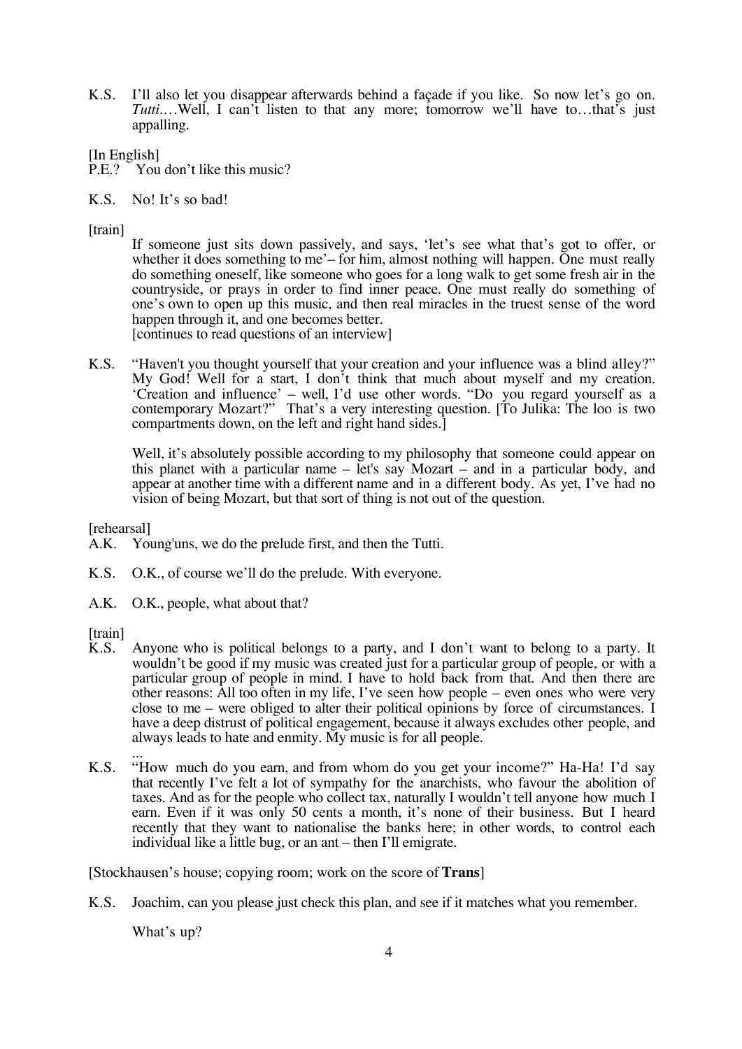K.S. I'll also let you disappear afterwards behind a façade if you like. So now let's go on. *Tutti*.…Well, I can't listen to that any more; tomorrow we'll have to…that's just appalling.

[In English]

P.E.? You don't like this music?

K.S. No! It's so bad!

[train]

If someone just sits down passively, and says, 'let's see what that's got to offer, or whether it does something to me'– for him, almost nothing will happen. One must really do something oneself, like someone who goes for a long walk to get some fresh air in the countryside, or prays in order to find inner peace. One must really do something of one's own to open up this music, and then real miracles in the truest sense of the word happen through it, and one becomes better.

[continues to read questions of an interview]

K.S. "Haven't you thought yourself that your creation and your influence was a blind alley?" My God! Well for a start, I don't think that much about myself and my creation. 'Creation and influence' – well, I'd use other words. "Do you regard yourself as a contemporary Mozart?" That's a very interesting question. [To Julika: The loo is two compartments down, on the left and right hand sides.]

Well, it's absolutely possible according to my philosophy that someone could appear on this planet with a particular name – let's say Mozart – and in a particular body, and appear at another time with a different name and in a different body. As yet, I've had no vision of being Mozart, but that sort of thing is not out of the question.

[rehearsal]

A.K. Young'uns, we do the prelude first, and then the Tutti.

K.S. O.K., of course we'll do the prelude. With everyone.

A.K. O.K., people, what about that?

[train]

K.S. Anyone who is political belongs to a party, and I don't want to belong to a party. It wouldn't be good if my music was created just for a particular group of people, or with a particular group of people in mind. I have to hold back from that. And then there are other reasons: All too often in my life, I've seen how people – even ones who were very close to me – were obliged to alter their political opinions by force of circumstances. I have a deep distrust of political engagement, because it always excludes other people, and always leads to hate and enmity. My music is for all people.

...

K.S. "How much do you earn, and from whom do you get your income?" Ha-Ha! I'd say that recently I've felt a lot of sympathy for the anarchists, who favour the abolition of taxes. And as for the people who collect tax, naturally I wouldn't tell anyone how much I earn. Even if it was only 50 cents a month, it's none of their business. But I heard recently that they want to nationalise the banks here; in other words, to control each individual like a little bug, or an ant – then I'll emigrate.

[Stockhausen's house; copying room; work on the score of **Trans**]

K.S. Joachim, can you please just check this plan, and see if it matches what you remember.

What's up?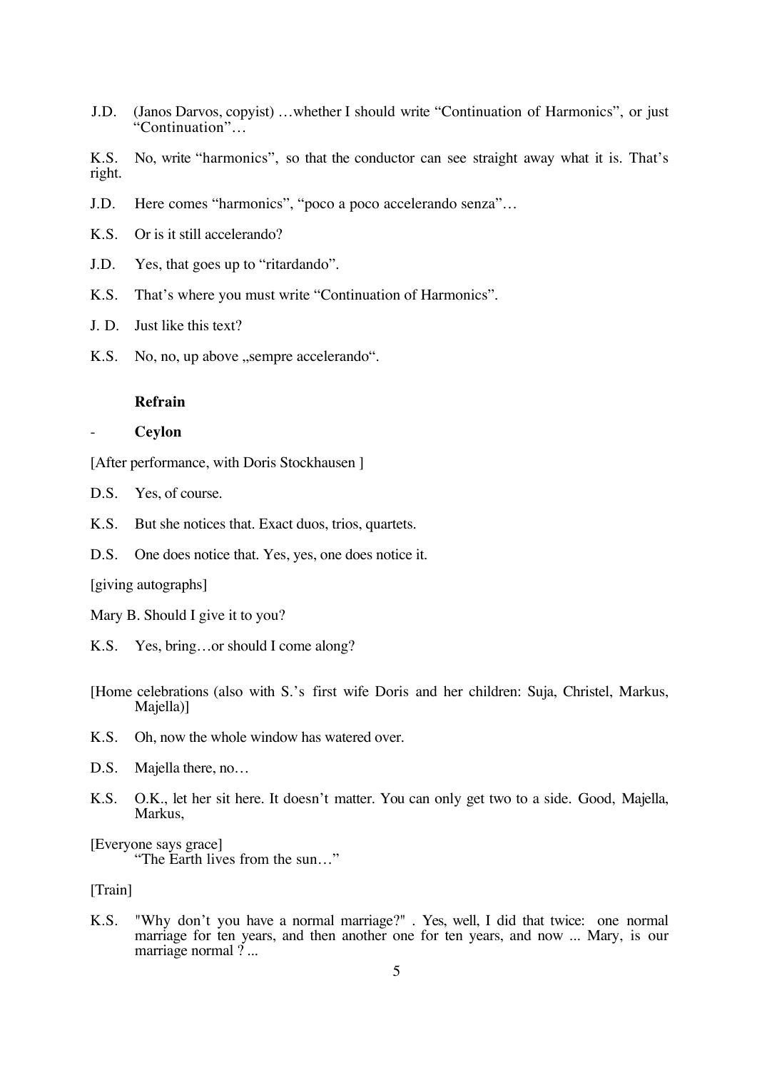J.D. (Janos Darvos, copyist) …whether I should write "Continuation of Harmonics", or just "Continuation"…

K.S. No, write "harmonics", so that the conductor can see straight away what it is. That's right.

J.D. Here comes "harmonics", "poco a poco accelerando senza"…

K.S. Or is it still accelerando?

J.D. Yes, that goes up to "ritardando".

K.S. That's where you must write "Continuation of Harmonics".

J. D. Just like this text?

K.S. No, no, up above „sempre accelerando".

**Refrain**

- **Ceylon**

[After performance, with Doris Stockhausen ]

D.S. Yes, of course.

K.S. But she notices that. Exact duos, trios, quartets.

D.S. One does notice that. Yes, yes, one does notice it.

[giving autographs]

Mary B. Should I give it to you?

K.S. Yes, bring…or should I come along?

[Home celebrations (also with S.'s first wife Doris and her children: Suja, Christel, Markus, Majella)]

K.S. Oh, now the whole window has watered over.

D.S. Majella there, no…

K.S. O.K., let her sit here. It doesn't matter. You can only get two to a side. Good, Majella, Markus,

[Everyone says grace]
"The Earth lives from the sun…"

[Train]

K.S. "Why don't you have a normal marriage?" . Yes, well, I did that twice: one normal marriage for ten years, and then another one for ten years, and now ... Mary, is our marriage normal ? ...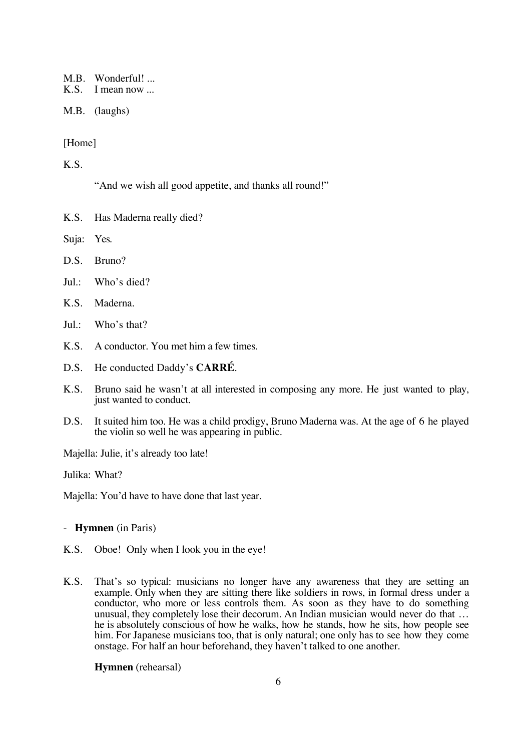M.B. Wonderful! ...
K.S. I mean now ...

M.B. (laughs)

[Home]

K.S.

"And we wish all good appetite, and thanks all round!"

K.S. Has Maderna really died?

Suja: Yes.

D.S. Bruno?

Jul.: Who's died?

K.S. Maderna.

Jul.: Who's that?

K.S. A conductor. You met him a few times.

D.S. He conducted Daddy's **CARRÉ**.

K.S. Bruno said he wasn't at all interested in composing any more. He just wanted to play, just wanted to conduct.

D.S. It suited him too. He was a child prodigy, Bruno Maderna was. At the age of 6 he played the violin so well he was appearing in public.

Majella: Julie, it's already too late!

Julika: What?

Majella: You'd have to have done that last year.

- **Hymnen** (in Paris)

K.S. Oboe! Only when I look you in the eye!

K.S. That's so typical: musicians no longer have any awareness that they are setting an example. Only when they are sitting there like soldiers in rows, in formal dress under a conductor, who more or less controls them. As soon as they have to do something unusual, they completely lose their decorum. An Indian musician would never do that … he is absolutely conscious of how he walks, how he stands, how he sits, how people see him. For Japanese musicians too, that is only natural; one only has to see how they come onstage. For half an hour beforehand, they haven't talked to one another.

**Hymnen** (rehearsal)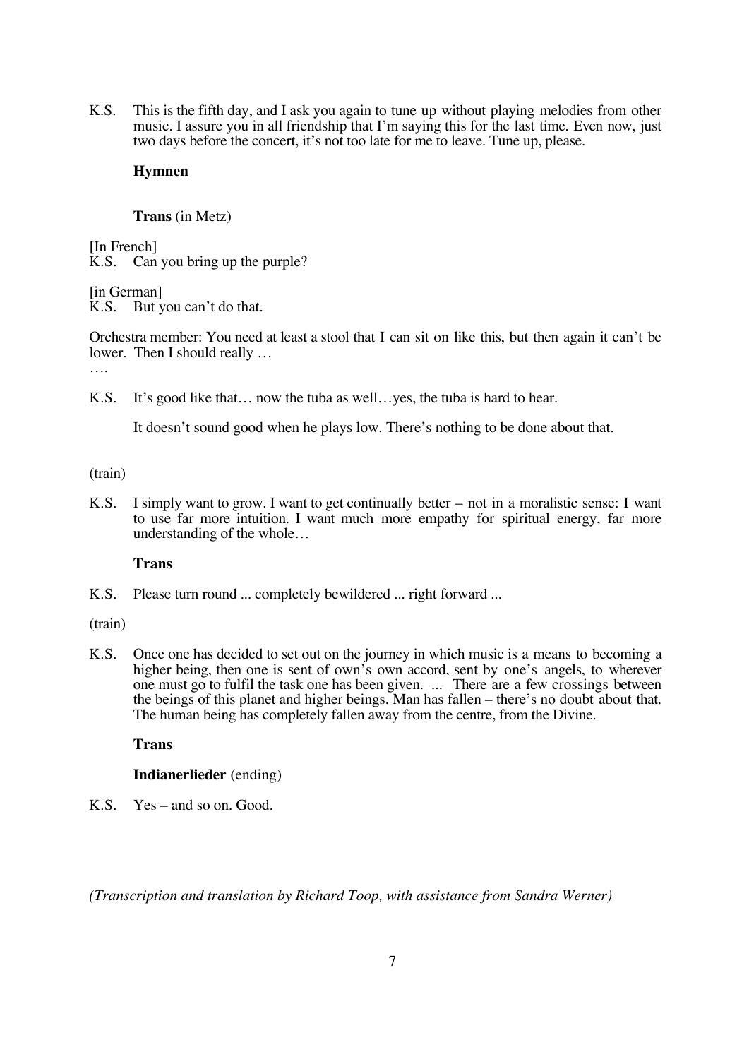K.S. This is the fifth day, and I ask you again to tune up without playing melodies from other music. I assure you in all friendship that I'm saying this for the last time. Even now, just two days before the concert, it's not too late for me to leave. Tune up, please.

**Hymnen**

**Trans** (in Metz)

[In French]
K.S. Can you bring up the purple?

[in German]
K.S. But you can't do that.

Orchestra member: You need at least a stool that I can sit on like this, but then again it can't be lower. Then I should really …
….

K.S. It's good like that… now the tuba as well…yes, the tuba is hard to hear.

It doesn't sound good when he plays low. There's nothing to be done about that.

(train)

K.S. I simply want to grow. I want to get continually better – not in a moralistic sense: I want to use far more intuition. I want much more empathy for spiritual energy, far more understanding of the whole…

**Trans**

K.S. Please turn round ... completely bewildered ... right forward ...

(train)

K.S. Once one has decided to set out on the journey in which music is a means to becoming a higher being, then one is sent of own's own accord, sent by one's angels, to wherever one must go to fulfil the task one has been given. ... There are a few crossings between the beings of this planet and higher beings. Man has fallen – there's no doubt about that. The human being has completely fallen away from the centre, from the Divine.

**Trans**

**Indianerlieder** (ending)

K.S. Yes – and so on. Good.

*(Transcription and translation by Richard Toop, with assistance from Sandra Werner)*